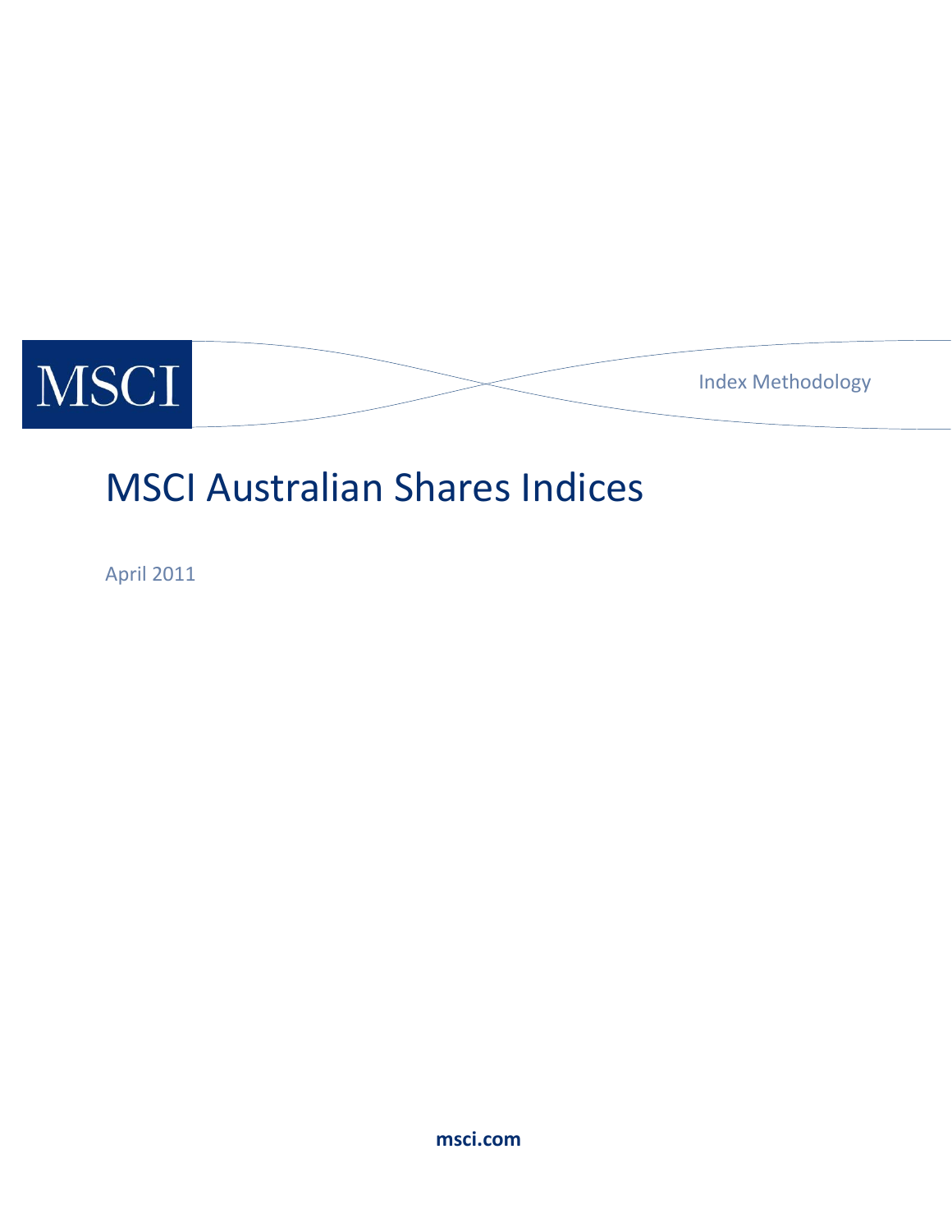MSCI

Index Methodology

# MSCI Australian Shares Indices

April 2011

msci.com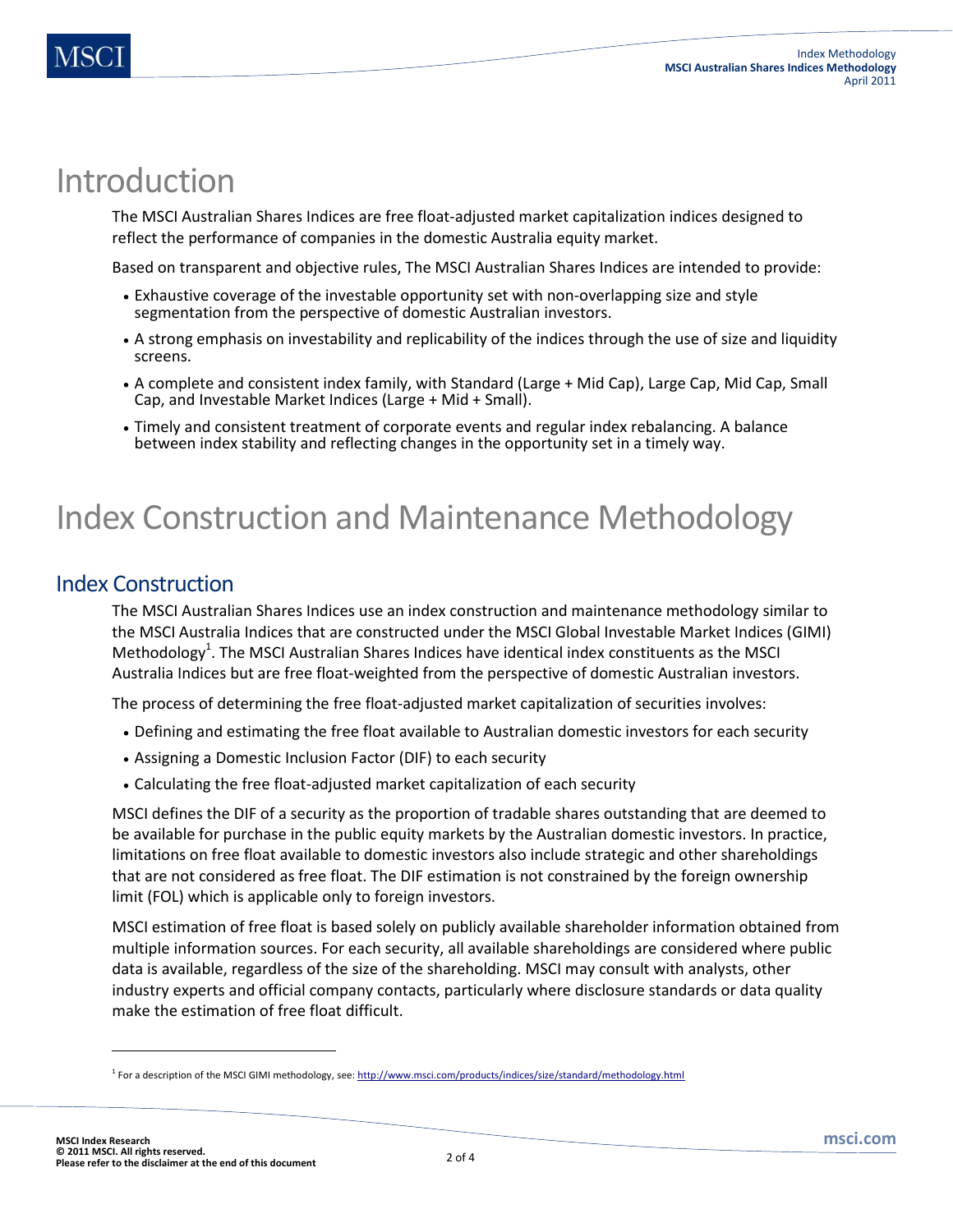# Introduction

The MSCI Australian Shares Indices are free float-adjusted market capitalization indices designed to reflect the performance of companies in the domestic Australia equity market.

Based on transparent and objective rules, The MSCI Australian Shares Indices are intended to provide:

- Exhaustive coverage of the investable opportunity set with non-overlapping size and style segmentation from the perspective of domestic Australian investors.
- A strong emphasis on investability and replicability of the indices through the use of size and liquidity screens.
- A complete and consistent index family, with Standard (Large + Mid Cap), Large Cap, Mid Cap, Small Cap, and Investable Market Indices (Large + Mid + Small).
- Timely and consistent treatment of corporate events and regular index rebalancing. A balance between index stability and reflecting changes in the opportunity set in a timely way.

# Index Construction and Maintenance Methodology

## Index Construction

The MSCI Australian Shares Indices use an index construction and maintenance methodology similar to the MSCI Australia Indices that are constructed under the MSCI Global Investable Market Indices (GIMI) Methodology[1]. The MSCI Australian Shares Indices have identical index constituents as the MSCI Australia Indices but are free float-weighted from the perspective of domestic Australian investors.

The process of determining the free float-adjusted market capitalization of securities involves:

- Defining and estimating the free float available to Australian domestic investors for each security
- Assigning a Domestic Inclusion Factor (DIF) to each security
- Calculating the free float-adjusted market capitalization of each security

MSCI defines the DIF of a security as the proportion of tradable shares outstanding that are deemed to be available for purchase in the public equity markets by the Australian domestic investors. In practice, limitations on free float available to domestic investors also include strategic and other shareholdings that are not considered as free float. The DIF estimation is not constrained by the foreign ownership limit (FOL) which is applicable only to foreign investors.

MSCI estimation of free float is based solely on publicly available shareholder information obtained from multiple information sources. For each security, all available shareholdings are considered where public data is available, regardless of the size of the shareholding. MSCI may consult with analysts, other industry experts and official company contacts, particularly where disclosure standards or data quality make the estimation of free float difficult.

[1] For a description of the MSCI GIMI methodology, see: http://www.msci.com/products/indices/size/standard/methodology.html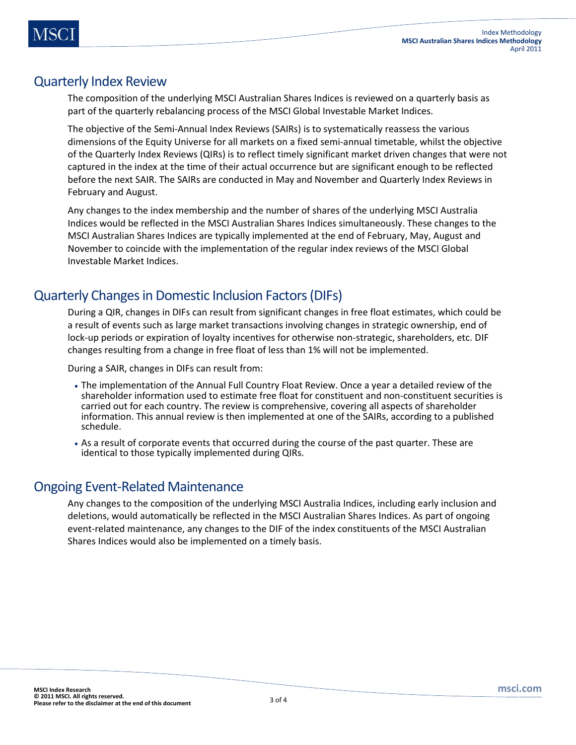## Quarterly Index Review

The composition of the underlying MSCI Australian Shares Indices is reviewed on a quarterly basis as part of the quarterly rebalancing process of the MSCI Global Investable Market Indices.

The objective of the Semi-Annual Index Reviews (SAIRs) is to systematically reassess the various dimensions of the Equity Universe for all markets on a fixed semi-annual timetable, whilst the objective of the Quarterly Index Reviews (QIRs) is to reflect timely significant market driven changes that were not captured in the index at the time of their actual occurrence but are significant enough to be reflected before the next SAIR. The SAIRs are conducted in May and November and Quarterly Index Reviews in February and August.

Any changes to the index membership and the number of shares of the underlying MSCI Australia Indices would be reflected in the MSCI Australian Shares Indices simultaneously. These changes to the MSCI Australian Shares Indices are typically implemented at the end of February, May, August and November to coincide with the implementation of the regular index reviews of the MSCI Global Investable Market Indices.

## Quarterly Changes in Domestic Inclusion Factors (DIFs)

During a QIR, changes in DIFs can result from significant changes in free float estimates, which could be a result of events such as large market transactions involving changes in strategic ownership, end of lock-up periods or expiration of loyalty incentives for otherwise non-strategic, shareholders, etc. DIF changes resulting from a change in free float of less than 1% will not be implemented.

During a SAIR, changes in DIFs can result from:

- The implementation of the Annual Full Country Float Review. Once a year a detailed review of the shareholder information used to estimate free float for constituent and non-constituent securities is carried out for each country. The review is comprehensive, covering all aspects of shareholder information. This annual review is then implemented at one of the SAIRs, according to a published schedule.
- As a result of corporate events that occurred during the course of the past quarter. These are identical to those typically implemented during QIRs.

## Ongoing Event-Related Maintenance

Any changes to the composition of the underlying MSCI Australia Indices, including early inclusion and deletions, would automatically be reflected in the MSCI Australian Shares Indices. As part of ongoing event-related maintenance, any changes to the DIF of the index constituents of the MSCI Australian Shares Indices would also be implemented on a timely basis.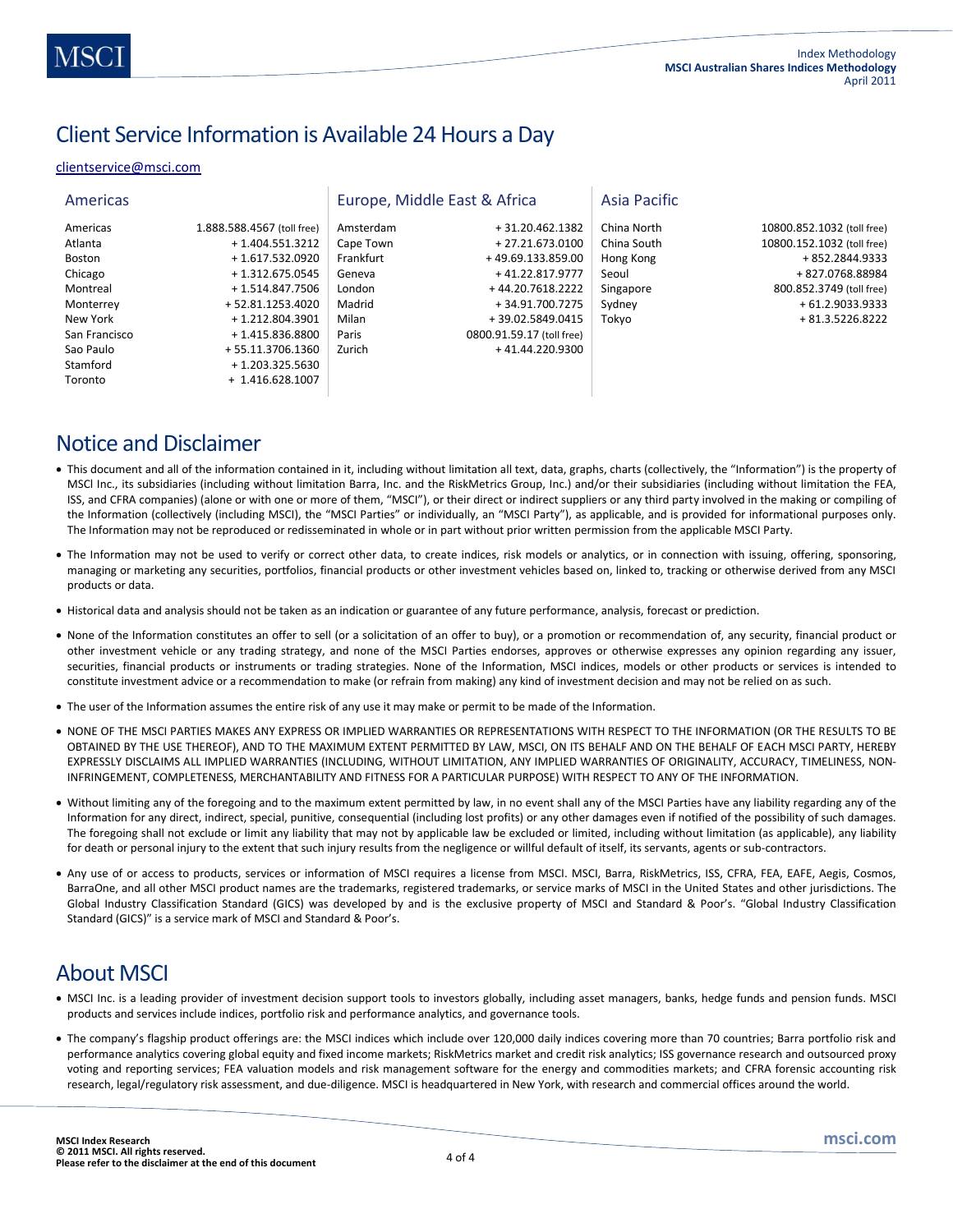# Client Service Information is Available 24 Hours a Day

clientservice@msci.com

## Americas

| | |
|---|---|
| Americas | 1.888.588.4567 (toll free) |
| Atlanta | + 1.404.551.3212 |
| Boston | + 1.617.532.0920 |
| Chicago | + 1.312.675.0545 |
| Montreal | + 1.514.847.7506 |
| Monterrey | + 52.81.1253.4020 |
| New York | + 1.212.804.3901 |
| San Francisco | + 1.415.836.8800 |
| Sao Paulo | + 55.11.3706.1360 |
| Stamford | + 1.203.325.5630 |
| Toronto | + 1.416.628.1007 |

## Europe, Middle East & Africa

| | |
|---|---|
| Amsterdam | + 31.20.462.1382 |
| Cape Town | + 27.21.673.0100 |
| Frankfurt | + 49.69.133.859.00 |
| Geneva | + 41.22.817.9777 |
| London | + 44.20.7618.2222 |
| Madrid | + 34.91.700.7275 |
| Milan | + 39.02.5849.0415 |
| Paris | 0800.91.59.17 (toll free) |
| Zurich | + 41.44.220.9300 |

## Asia Pacific

| | |
|---|---|
| China North | 10800.852.1032 (toll free) |
| China South | 10800.152.1032 (toll free) |
| Hong Kong | + 852.2844.9333 |
| Seoul | + 827.0768.88984 |
| Singapore | 800.852.3749 (toll free) |
| Sydney | + 61.2.9033.9333 |
| Tokyo | + 81.3.5226.8222 |

# Notice and Disclaimer

- This document and all of the information contained in it, including without limitation all text, data, graphs, charts (collectively, the "Information") is the property of MSCI Inc., its subsidiaries (including without limitation Barra, Inc. and the RiskMetrics Group, Inc.) and/or their subsidiaries (including without limitation the FEA, ISS, and CFRA companies) (alone or with one or more of them, "MSCI"), or their direct or indirect suppliers or any third party involved in the making or compiling of the Information (collectively (including MSCI), the "MSCI Parties" or individually, an "MSCI Party"), as applicable, and is provided for informational purposes only. The Information may not be reproduced or redisseminated in whole or in part without prior written permission from the applicable MSCI Party.
- The Information may not be used to verify or correct other data, to create indices, risk models or analytics, or in connection with issuing, offering, sponsoring, managing or marketing any securities, portfolios, financial products or other investment vehicles based on, linked to, tracking or otherwise derived from any MSCI products or data.
- Historical data and analysis should not be taken as an indication or guarantee of any future performance, analysis, forecast or prediction.
- None of the Information constitutes an offer to sell (or a solicitation of an offer to buy), or a promotion or recommendation of, any security, financial product or other investment vehicle or any trading strategy, and none of the MSCI Parties endorses, approves or otherwise expresses any opinion regarding any issuer, securities, financial products or instruments or trading strategies. None of the Information, MSCI indices, models or other products or services is intended to constitute investment advice or a recommendation to make (or refrain from making) any kind of investment decision and may not be relied on as such.
- The user of the Information assumes the entire risk of any use it may make or permit to be made of the Information.
- NONE OF THE MSCI PARTIES MAKES ANY EXPRESS OR IMPLIED WARRANTIES OR REPRESENTATIONS WITH RESPECT TO THE INFORMATION (OR THE RESULTS TO BE OBTAINED BY THE USE THEREOF), AND TO THE MAXIMUM EXTENT PERMITTED BY LAW, MSCI, ON ITS BEHALF AND ON THE BEHALF OF EACH MSCI PARTY, HEREBY EXPRESSLY DISCLAIMS ALL IMPLIED WARRANTIES (INCLUDING, WITHOUT LIMITATION, ANY IMPLIED WARRANTIES OF ORIGINALITY, ACCURACY, TIMELINESS, NON-INFRINGEMENT, COMPLETENESS, MERCHANTABILITY AND FITNESS FOR A PARTICULAR PURPOSE) WITH RESPECT TO ANY OF THE INFORMATION.
- Without limiting any of the foregoing and to the maximum extent permitted by law, in no event shall any of the MSCI Parties have any liability regarding any of the Information for any direct, indirect, special, punitive, consequential (including lost profits) or any other damages even if notified of the possibility of such damages. The foregoing shall not exclude or limit any liability that may not by applicable law be excluded or limited, including without limitation (as applicable), any liability for death or personal injury to the extent that such injury results from the negligence or willful default of itself, its servants, agents or sub-contractors.
- Any use of or access to products, services or information of MSCI requires a license from MSCI. MSCI, Barra, RiskMetrics, ISS, CFRA, FEA, EAFE, Aegis, Cosmos, BarraOne, and all other MSCI product names are the trademarks, registered trademarks, or service marks of MSCI in the United States and other jurisdictions. The Global Industry Classification Standard (GICS) was developed by and is the exclusive property of MSCI and Standard & Poor's. "Global Industry Classification Standard (GICS)" is a service mark of MSCI and Standard & Poor's.

# About MSCI

- MSCI Inc. is a leading provider of investment decision support tools to investors globally, including asset managers, banks, hedge funds and pension funds. MSCI products and services include indices, portfolio risk and performance analytics, and governance tools.
- The company's flagship product offerings are: the MSCI indices which include over 120,000 daily indices covering more than 70 countries; Barra portfolio risk and performance analytics covering global equity and fixed income markets; RiskMetrics market and credit risk analytics; ISS governance research and outsourced proxy voting and reporting services; FEA valuation models and risk management software for the energy and commodities markets; and CFRA forensic accounting risk research, legal/regulatory risk assessment, and due-diligence. MSCI is headquartered in New York, with research and commercial offices around the world.